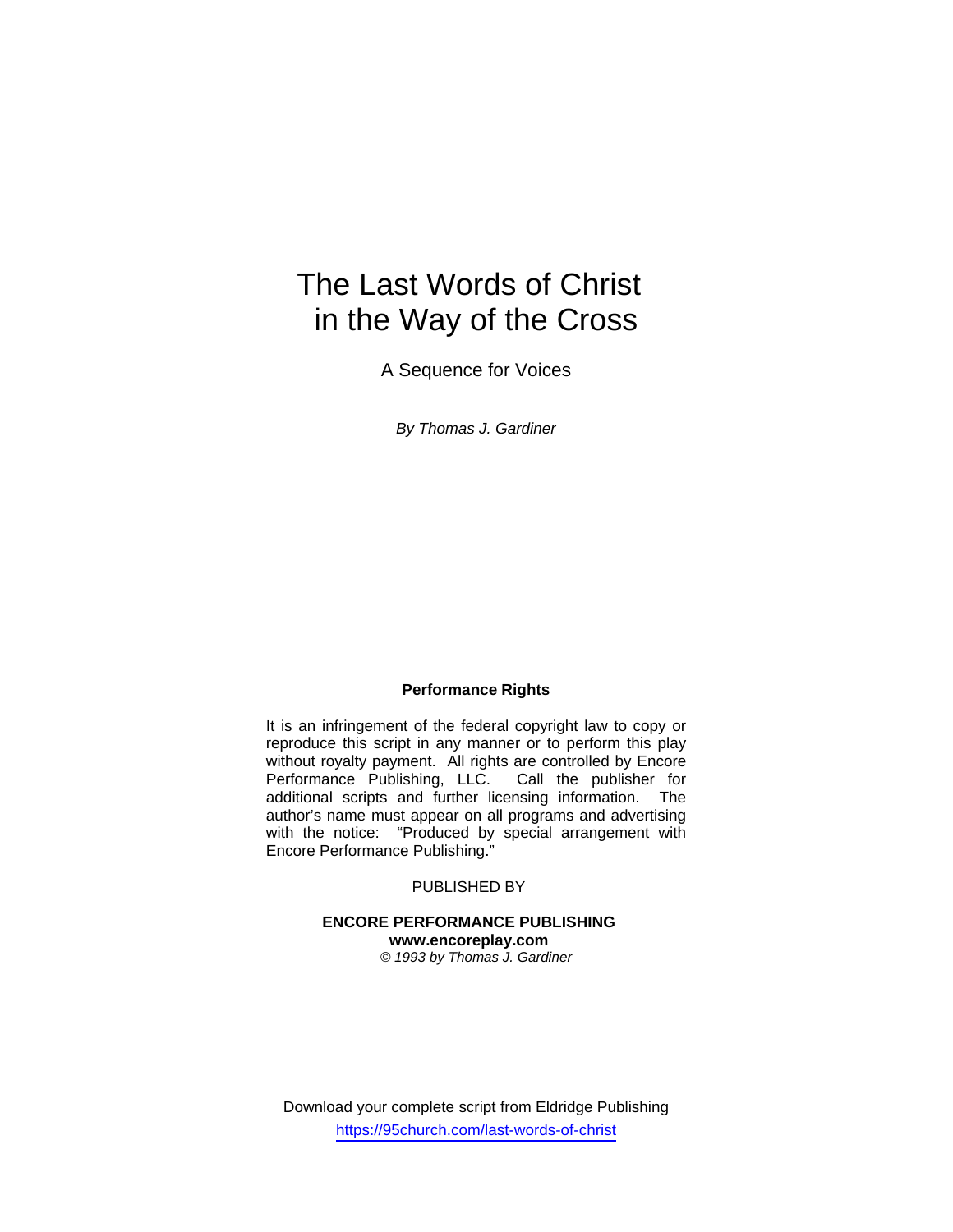# The Last Words of Christ in the Way of the Cross

A Sequence for Voices

*By Thomas J. Gardiner*

**Performance Rights**

It is an infringement of the federal copyright law to copy or reproduce this script in any manner or to perform this play without royalty payment. All rights are controlled by Encore Performance Publishing, LLC. Call the publisher for additional scripts and further licensing information. The author's name must appear on all programs and advertising with the notice: "Produced by special arrangement with Encore Performance Publishing."

PUBLISHED BY

**ENCORE PERFORMANCE PUBLISHING**
**www.encoreplay.com**
*© 1993 by Thomas J. Gardiner*

Download your complete script from Eldridge Publishing
https://95church.com/last-words-of-christ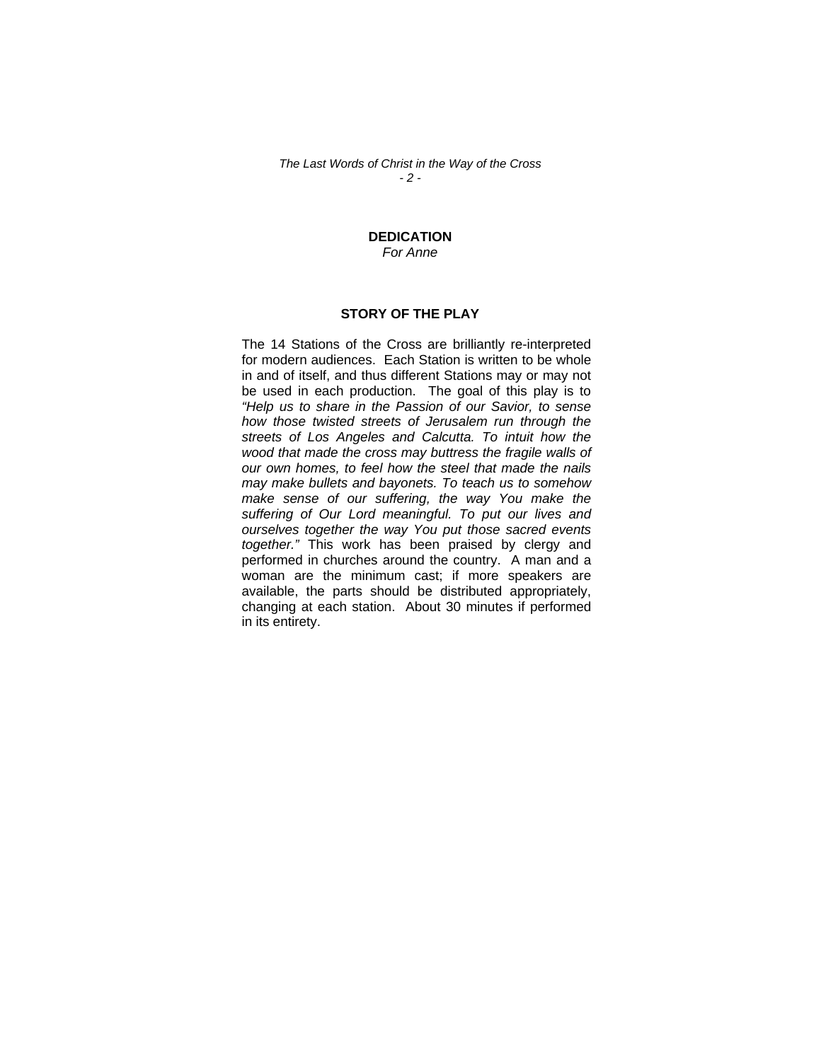## DEDICATION

*For Anne*

## STORY OF THE PLAY

The 14 Stations of the Cross are brilliantly re-interpreted for modern audiences. Each Station is written to be whole in and of itself, and thus different Stations may or may not be used in each production. The goal of this play is to *"Help us to share in the Passion of our Savior, to sense how those twisted streets of Jerusalem run through the streets of Los Angeles and Calcutta. To intuit how the wood that made the cross may buttress the fragile walls of our own homes, to feel how the steel that made the nails may make bullets and bayonets. To teach us to somehow make sense of our suffering, the way You make the suffering of Our Lord meaningful. To put our lives and ourselves together the way You put those sacred events together."* This work has been praised by clergy and performed in churches around the country. A man and a woman are the minimum cast; if more speakers are available, the parts should be distributed appropriately, changing at each station. About 30 minutes if performed in its entirety.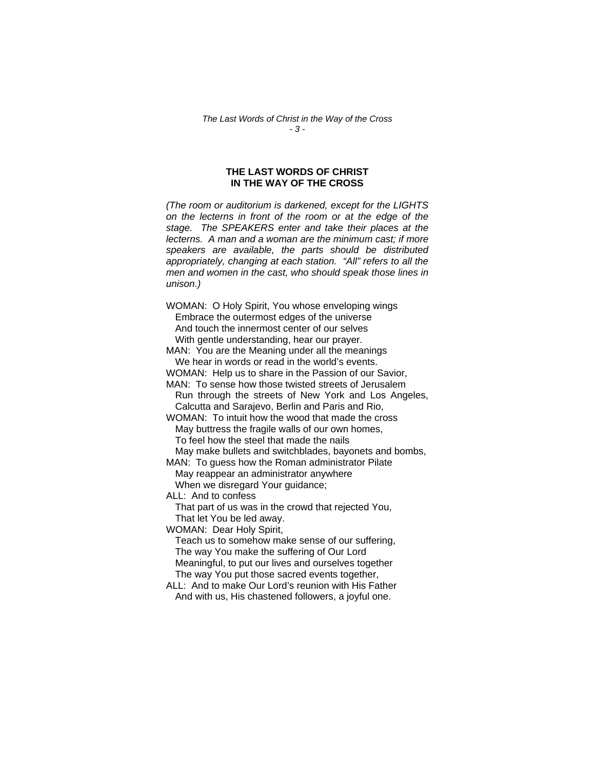# THE LAST WORDS OF CHRIST IN THE WAY OF THE CROSS

*(The room or auditorium is darkened, except for the LIGHTS on the lecterns in front of the room or at the edge of the stage. The SPEAKERS enter and take their places at the lecterns. A man and a woman are the minimum cast; if more speakers are available, the parts should be distributed appropriately, changing at each station. "All" refers to all the men and women in the cast, who should speak those lines in unison.)*

WOMAN: O Holy Spirit, You whose enveloping wings
Embrace the outermost edges of the universe
And touch the innermost center of our selves
With gentle understanding, hear our prayer.

MAN: You are the Meaning under all the meanings
We hear in words or read in the world's events.

WOMAN: Help us to share in the Passion of our Savior,

MAN: To sense how those twisted streets of Jerusalem
Run through the streets of New York and Los Angeles, Calcutta and Sarajevo, Berlin and Paris and Rio,

WOMAN: To intuit how the wood that made the cross
May buttress the fragile walls of our own homes,
To feel how the steel that made the nails
May make bullets and switchblades, bayonets and bombs,

MAN: To guess how the Roman administrator Pilate
May reappear an administrator anywhere
When we disregard Your guidance;

ALL: And to confess
That part of us was in the crowd that rejected You,
That let You be led away.

WOMAN: Dear Holy Spirit,
Teach us to somehow make sense of our suffering,
The way You make the suffering of Our Lord
Meaningful, to put our lives and ourselves together
The way You put those sacred events together,

ALL: And to make Our Lord's reunion with His Father
And with us, His chastened followers, a joyful one.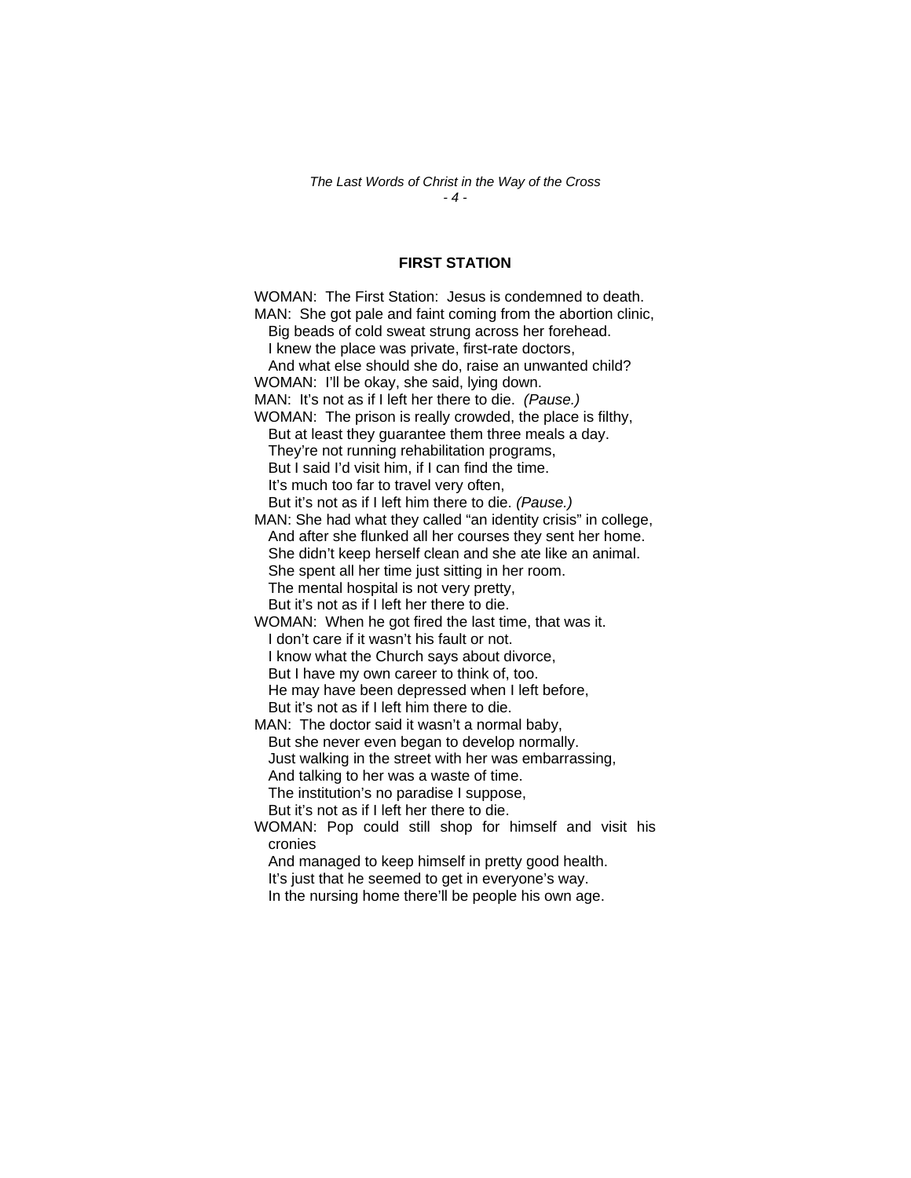## FIRST STATION

WOMAN: The First Station: Jesus is condemned to death.  
MAN: She got pale and faint coming from the abortion clinic,  
Big beads of cold sweat strung across her forehead.  
I knew the place was private, first-rate doctors,  
And what else should she do, raise an unwanted child?  
WOMAN: I'll be okay, she said, lying down.  
MAN: It's not as if I left her there to die. *(Pause.)*  
WOMAN: The prison is really crowded, the place is filthy,  
But at least they guarantee them three meals a day.  
They're not running rehabilitation programs,  
But I said I'd visit him, if I can find the time.  
It's much too far to travel very often,  
But it's not as if I left him there to die. *(Pause.)*  
MAN: She had what they called "an identity crisis" in college,  
And after she flunked all her courses they sent her home.  
She didn't keep herself clean and she ate like an animal.  
She spent all her time just sitting in her room.  
The mental hospital is not very pretty,  
But it's not as if I left her there to die.  
WOMAN: When he got fired the last time, that was it.  
I don't care if it wasn't his fault or not.  
I know what the Church says about divorce,  
But I have my own career to think of, too.  
He may have been depressed when I left before,  
But it's not as if I left him there to die.  
MAN: The doctor said it wasn't a normal baby,  
But she never even began to develop normally.  
Just walking in the street with her was embarrassing,  
And talking to her was a waste of time.  
The institution's no paradise I suppose,  
But it's not as if I left her there to die.  
WOMAN: Pop could still shop for himself and visit his cronies  
And managed to keep himself in pretty good health.  
It's just that he seemed to get in everyone's way.  
In the nursing home there'll be people his own age.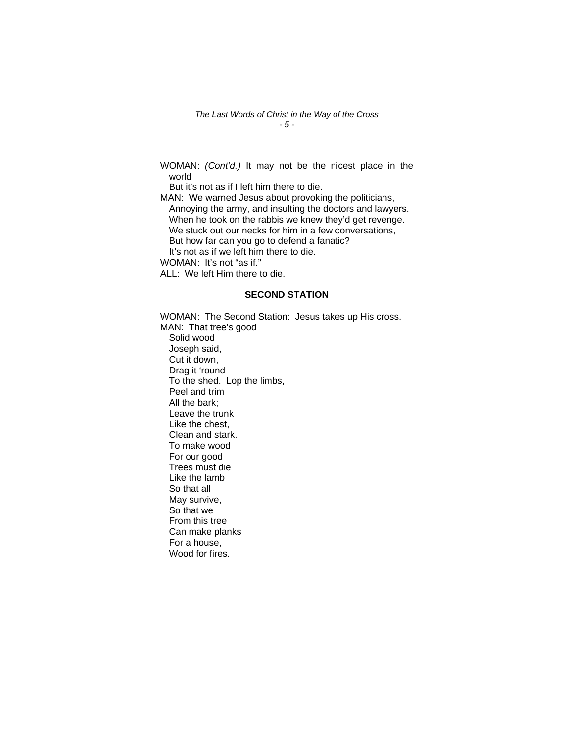WOMAN: *(Cont'd.)* It may not be the nicest place in the world
But it's not as if I left him there to die.

MAN: We warned Jesus about provoking the politicians,
Annoying the army, and insulting the doctors and lawyers.
When he took on the rabbis we knew they'd get revenge.
We stuck out our necks for him in a few conversations,
But how far can you go to defend a fanatic?
It's not as if we left him there to die.

WOMAN: It's not "as if."

ALL: We left Him there to die.

## SECOND STATION

WOMAN: The Second Station: Jesus takes up His cross.

MAN: That tree's good
Solid wood
Joseph said,
Cut it down,
Drag it 'round
To the shed. Lop the limbs,
Peel and trim
All the bark;
Leave the trunk
Like the chest,
Clean and stark.
To make wood
For our good
Trees must die
Like the lamb
So that all
May survive,
So that we
From this tree
Can make planks
For a house,
Wood for fires.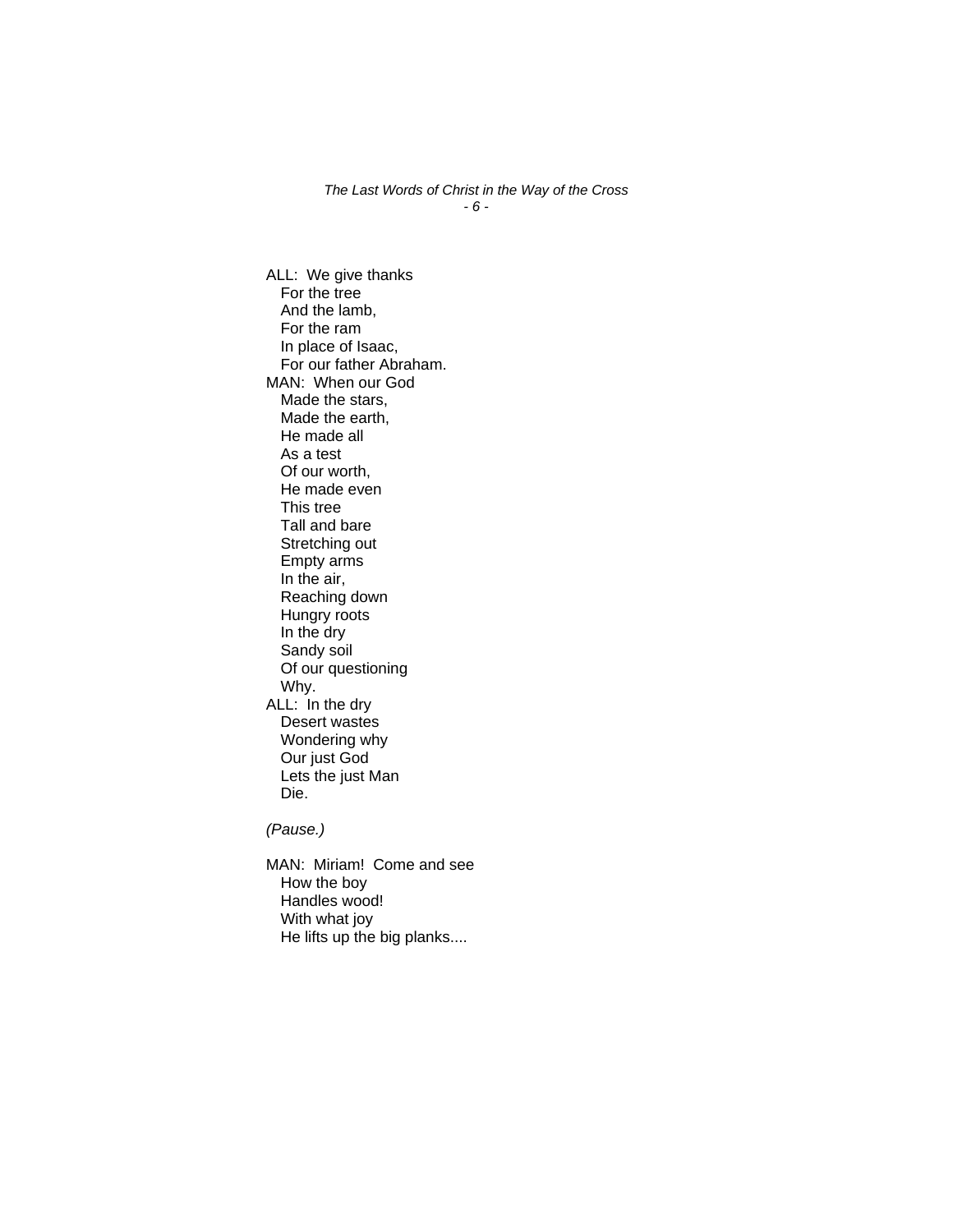ALL: We give thanks  
   For the tree  
   And the lamb,  
   For the ram  
   In place of Isaac,  
   For our father Abraham.  
MAN: When our God  
   Made the stars,  
   Made the earth,  
   He made all  
   As a test  
   Of our worth,  
   He made even  
   This tree  
   Tall and bare  
   Stretching out  
   Empty arms  
   In the air,  
   Reaching down  
   Hungry roots  
   In the dry  
   Sandy soil  
   Of our questioning  
   Why.  
ALL: In the dry  
   Desert wastes  
   Wondering why  
   Our just God  
   Lets the just Man  
   Die.

*(Pause.)*

MAN: Miriam! Come and see  
   How the boy  
   Handles wood!  
   With what joy  
   He lifts up the big planks....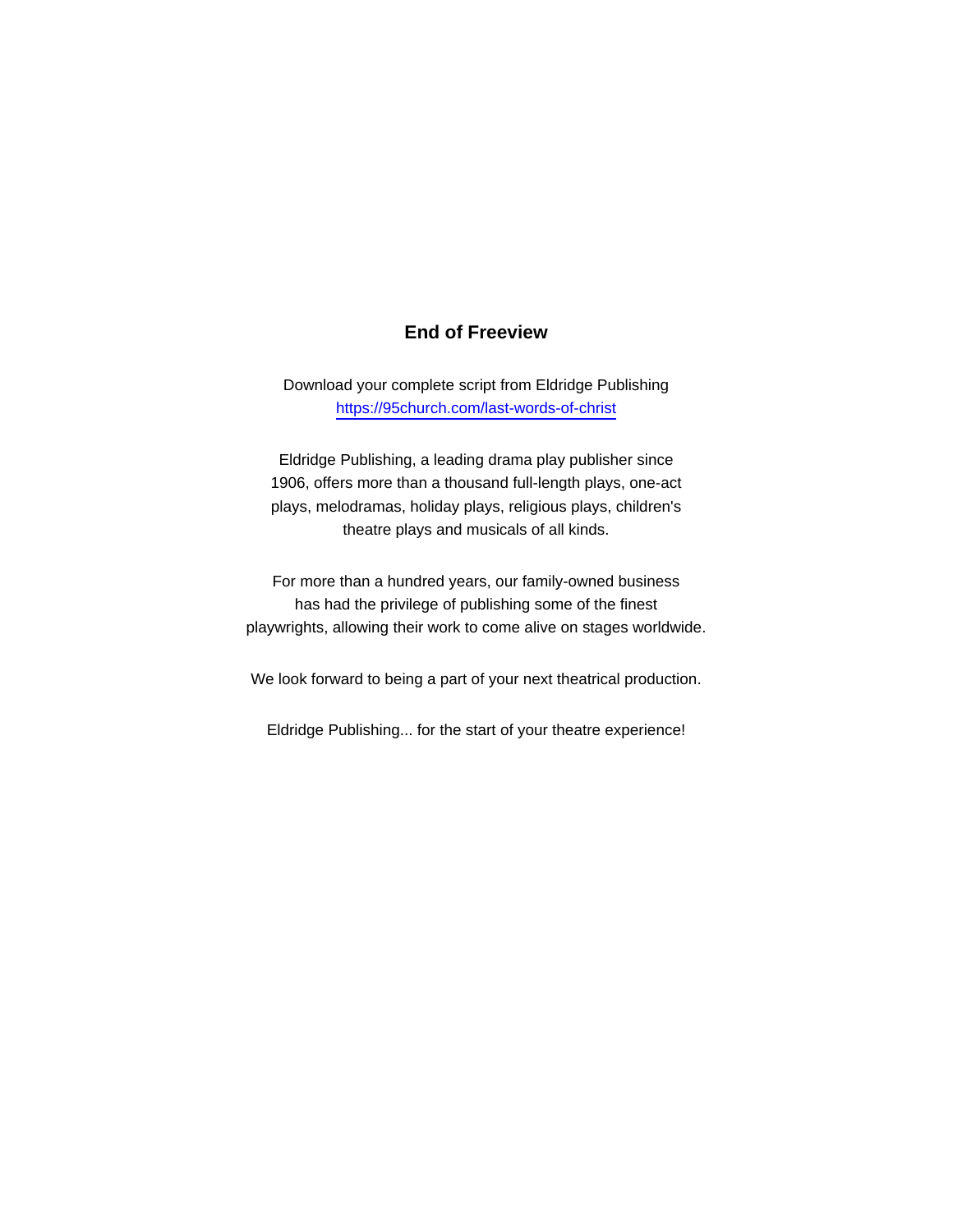## End of Freeview

Download your complete script from Eldridge Publishing
https://95church.com/last-words-of-christ

Eldridge Publishing, a leading drama play publisher since 1906, offers more than a thousand full-length plays, one-act plays, melodramas, holiday plays, religious plays, children's theatre plays and musicals of all kinds.

For more than a hundred years, our family-owned business has had the privilege of publishing some of the finest playwrights, allowing their work to come alive on stages worldwide.

We look forward to being a part of your next theatrical production.

Eldridge Publishing... for the start of your theatre experience!